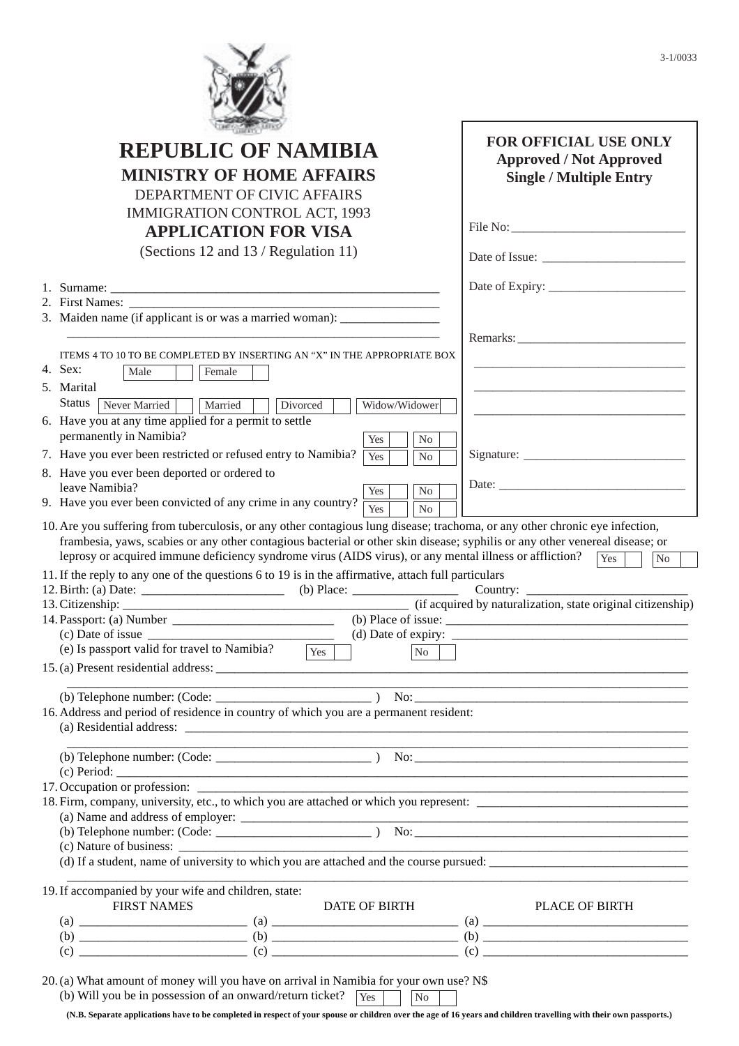3-1/0033

# REPUBLIC OF NAMIBIA

## MINISTRY OF HOME AFFAIRS

DEPARTMENT OF CIVIC AFFAIRS

IMMIGRATION CONTROL ACT, 1993

## APPLICATION FOR VISA

(Sections 12 and 13 / Regulation 11)

**FOR OFFICIAL USE ONLY**
**Approved / Not Approved**
**Single / Multiple Entry**

File No: ____________________________

Date of Issue: _______________________

Date of Expiry: ______________________

Remarks: ___________________________

____________________________________

____________________________________

____________________________________

Signature: __________________________

Date: ______________________________

1. Surname: ____________________________________________________
2. First Names: _________________________________________________
3. Maiden name (if applicant is or was a married woman): _______________

   ____________________________________________________________

ITEMS 4 TO 10 TO BE COMPLETED BY INSERTING AN "X" IN THE APPROPRIATE BOX

4. Sex: Male ☐ Female ☐
5. Marital Status: Never Married ☐ Married ☐ Divorced ☐ Widow/Widower ☐
6. Have you at any time applied for a permit to settle permanently in Namibia? Yes ☐ No ☐
7. Have you ever been restricted or refused entry to Namibia? Yes ☐ No ☐
8. Have you ever been deported or ordered to leave Namibia? Yes ☐ No ☐
9. Have you ever been convicted of any crime in any country? Yes ☐ No ☐
10. Are you suffering from tuberculosis, or any other contagious lung disease; trachoma, or any other chronic eye infection, frambesia, yaws, scabies or any other contagious bacterial or other skin disease; syphilis or any other venereal disease; or leprosy or acquired immune deficiency syndrome virus (AIDS virus), or any mental illness or affliction? Yes ☐ No ☐
11. If the reply to any one of the questions 6 to 19 is in the affirmative, attach full particulars
12. Birth: (a) Date: ______________________ (b) Place: ________________ Country: __________________________
13. Citizenship: ____________________________________________ (if acquired by naturalization, state original citizenship)
14. Passport: (a) Number __________________________ (b) Place of issue: ______________________________________

    (c) Date of issue _____________________________ (d) Date of expiry: _____________________________________

    (e) Is passport valid for travel to Namibia? Yes ☐ No ☐
15. (a) Present residential address: ________________________________________________________________________

    ______________________________________________________________________________________________

    (b) Telephone number: (Code: ________________________ ) No: ____________________________________________
16. Address and period of residence in country of which you are a permanent resident:

    (a) Residential address: _________________________________________________________________________

    ______________________________________________________________________________________________

    (b) Telephone number: (Code: ________________________ ) No: ____________________________________________

    (c) Period: ____________________________________________________________________________________
17. Occupation or profession: ______________________________________________________________________
18. Firm, company, university, etc., to which you are attached or which you represent: __________________________

    (a) Name and address of employer: _______________________________________________________________

    (b) Telephone number: (Code: ________________________ ) No: ____________________________________________

    (c) Nature of business: __________________________________________________________________________

    (d) If a student, name of university to which you are attached and the course pursued: _________________________

    ______________________________________________________________________________________________
19. If accompanied by your wife and children, state:

| FIRST NAMES | DATE OF BIRTH | PLACE OF BIRTH |
|---|---|---|
| (a) __________________ | (a) __________________ | (a) __________________ |
| (b) __________________ | (b) __________________ | (b) __________________ |
| (c) __________________ | (c) __________________ | (c) __________________ |

20. (a) What amount of money will you have on arrival in Namibia for your own use? N$

    (b) Will you be in possession of an onward/return ticket? Yes ☐ No ☐

**(N.B. Separate applications have to be completed in respect of your spouse or children over the age of 16 years and children travelling with their own passports.)**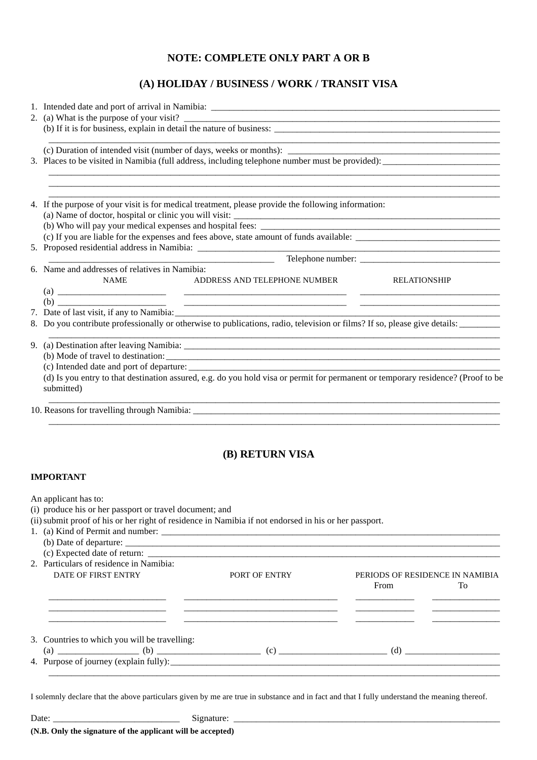**NOTE: COMPLETE ONLY PART A OR B**

## (A) HOLIDAY / BUSINESS / WORK / TRANSIT VISA

1. Intended date and port of arrival in Namibia: ____________________
2. (a) What is the purpose of your visit? ____________________
   (b) If it is for business, explain in detail the nature of business: ____________________
   ____________________
   (c) Duration of intended visit (number of days, weeks or months): ____________________
3. Places to be visited in Namibia (full address, including telephone number must be provided): ____________________
   ____________________
   ____________________
   ____________________
4. If the purpose of your visit is for medical treatment, please provide the following information:
   (a) Name of doctor, hospital or clinic you will visit: ____________________
   (b) Who will pay your medical expenses and hospital fees: ____________________
   (c) If you are liable for the expenses and fees above, state amount of funds available: ____________________
5. Proposed residential address in Namibia: ____________________
   ____________________ Telephone number: ____________________
6. Name and addresses of relatives in Namibia:

| | NAME | ADDRESS AND TELEPHONE NUMBER | RELATIONSHIP |
|---|---|---|---|
| (a) | ____________ | ____________ | ____________ |
| (b) | ____________ | ____________ | ____________ |

7. Date of last visit, if any to Namibia: ____________________
8. Do you contribute professionally or otherwise to publications, radio, television or films? If so, please give details: ____________________
   ____________________
9. (a) Destination after leaving Namibia: ____________________
   (b) Mode of travel to destination: ____________________
   (c) Intended date and port of departure: ____________________
   (d) Is you entry to that destination assured, e.g. do you hold visa or permit for permanent or temporary residence? (Proof to be submitted)
   ____________________
10. Reasons for travelling through Namibia: ____________________
    ____________________

## (B) RETURN VISA

**IMPORTANT**

An applicant has to:
(i) produce his or her passport or travel document; and
(ii) submit proof of his or her right of residence in Namibia if not endorsed in his or her passport.

1. (a) Kind of Permit and number: ____________________
   (b) Date of departure: ____________________
   (c) Expected date of return: ____________________
2. Particulars of residence in Namibia:

| DATE OF FIRST ENTRY | PORT OF ENTRY | PERIODS OF RESIDENCE IN NAMIBIA | |
|---|---|---|---|
| | | From | To |
| ____________ | ____________ | ________ | ________ |
| ____________ | ____________ | ________ | ________ |
| ____________ | ____________ | ________ | ________ |

3. Countries to which you will be travelling:
   (a) ____________ (b) ____________ (c) ____________ (d) ____________
4. Purpose of journey (explain fully): ____________________
   ____________________

I solemnly declare that the above particulars given by me are true in substance and in fact and that I fully understand the meaning thereof.

Date: ____________________ Signature: ____________________

**(N.B. Only the signature of the applicant will be accepted)**